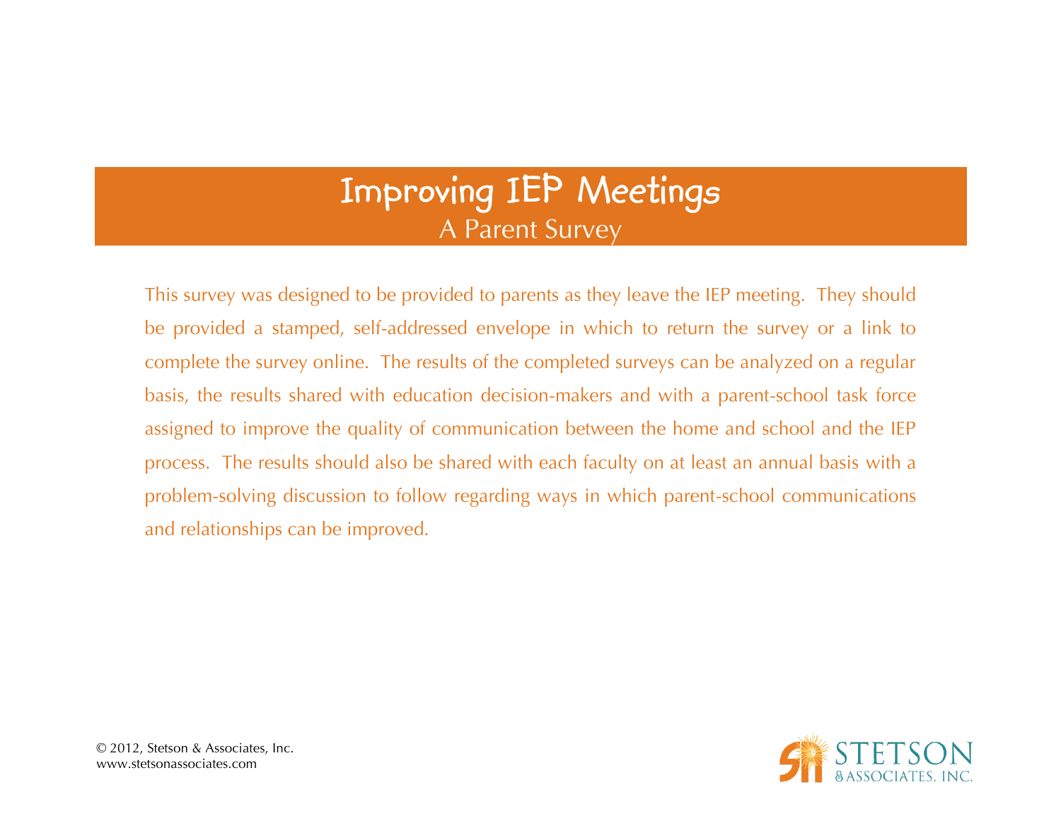# Improving IEP Meetings

## A Parent Survey

This survey was designed to be provided to parents as they leave the IEP meeting. They should be provided a stamped, self-addressed envelope in which to return the survey or a link to complete the survey online. The results of the completed surveys can be analyzed on a regular basis, the results shared with education decision-makers and with a parent-school task force assigned to improve the quality of communication between the home and school and the IEP process. The results should also be shared with each faculty on at least an annual basis with a problem-solving discussion to follow regarding ways in which parent-school communications and relationships can be improved.

© 2012, Stetson & Associates, Inc.
www.stetsonassociates.com

STETSON & ASSOCIATES, INC.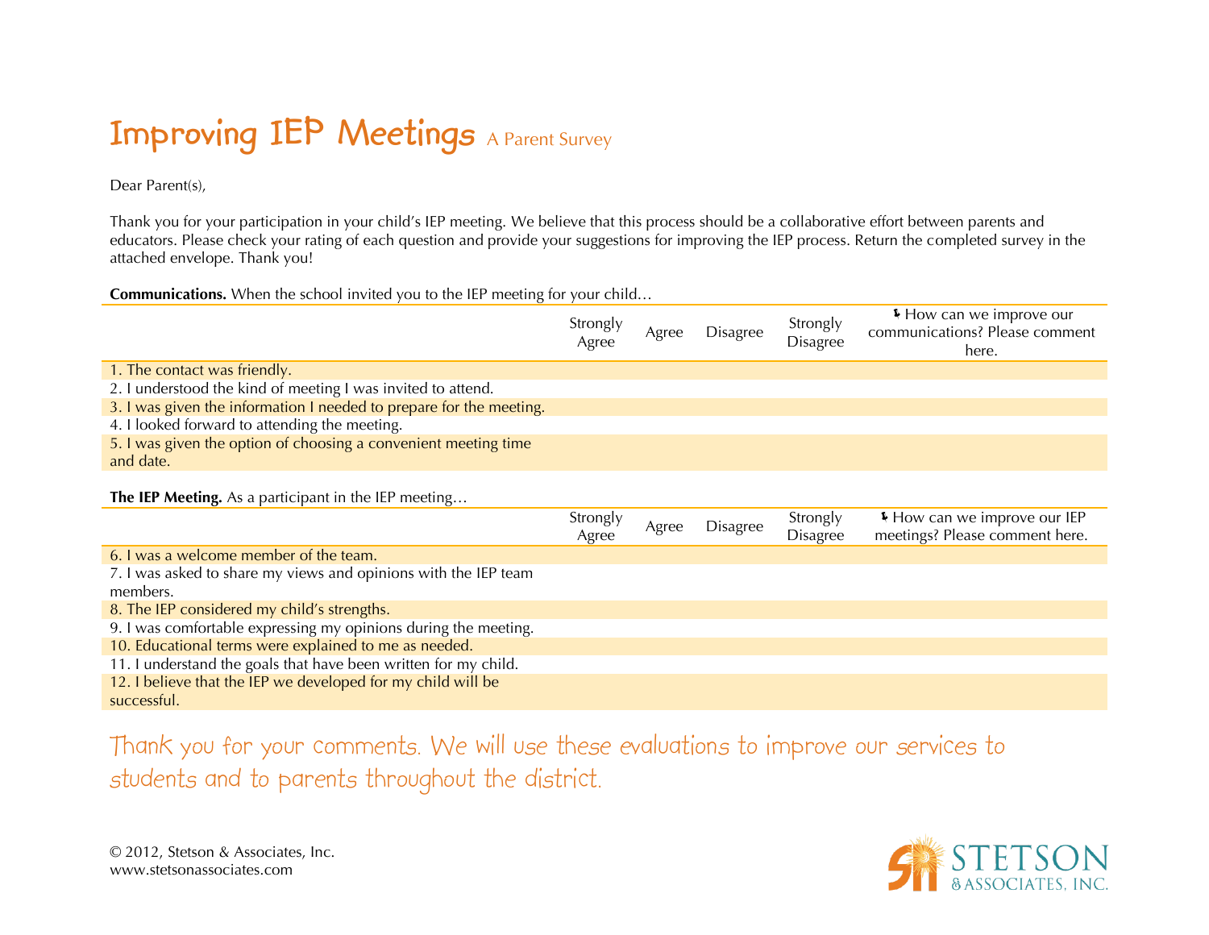# Improving IEP Meetings A Parent Survey

Dear Parent(s),

Thank you for your participation in your child's IEP meeting. We believe that this process should be a collaborative effort between parents and educators. Please check your rating of each question and provide your suggestions for improving the IEP process. Return the completed survey in the attached envelope. Thank you!

**Communications.** When the school invited you to the IEP meeting for your child…

| | Strongly Agree | Agree | Disagree | Strongly Disagree | How can we improve our communications? Please comment here. |
|---|---|---|---|---|---|
| 1. The contact was friendly. | | | | | |
| 2. I understood the kind of meeting I was invited to attend. | | | | | |
| 3. I was given the information I needed to prepare for the meeting. | | | | | |
| 4. I looked forward to attending the meeting. | | | | | |
| 5. I was given the option of choosing a convenient meeting time and date. | | | | | |

**The IEP Meeting.** As a participant in the IEP meeting…

| | Strongly Agree | Agree | Disagree | Strongly Disagree | How can we improve our IEP meetings? Please comment here. |
|---|---|---|---|---|---|
| 6. I was a welcome member of the team. | | | | | |
| 7. I was asked to share my views and opinions with the IEP team members. | | | | | |
| 8. The IEP considered my child's strengths. | | | | | |
| 9. I was comfortable expressing my opinions during the meeting. | | | | | |
| 10. Educational terms were explained to me as needed. | | | | | |
| 11. I understand the goals that have been written for my child. | | | | | |
| 12. I believe that the IEP we developed for my child will be successful. | | | | | |

Thank you for your comments. We will use these evaluations to improve our services to students and to parents throughout the district.

© 2012, Stetson & Associates, Inc.
www.stetsonassociates.com

STETSON & ASSOCIATES, INC.